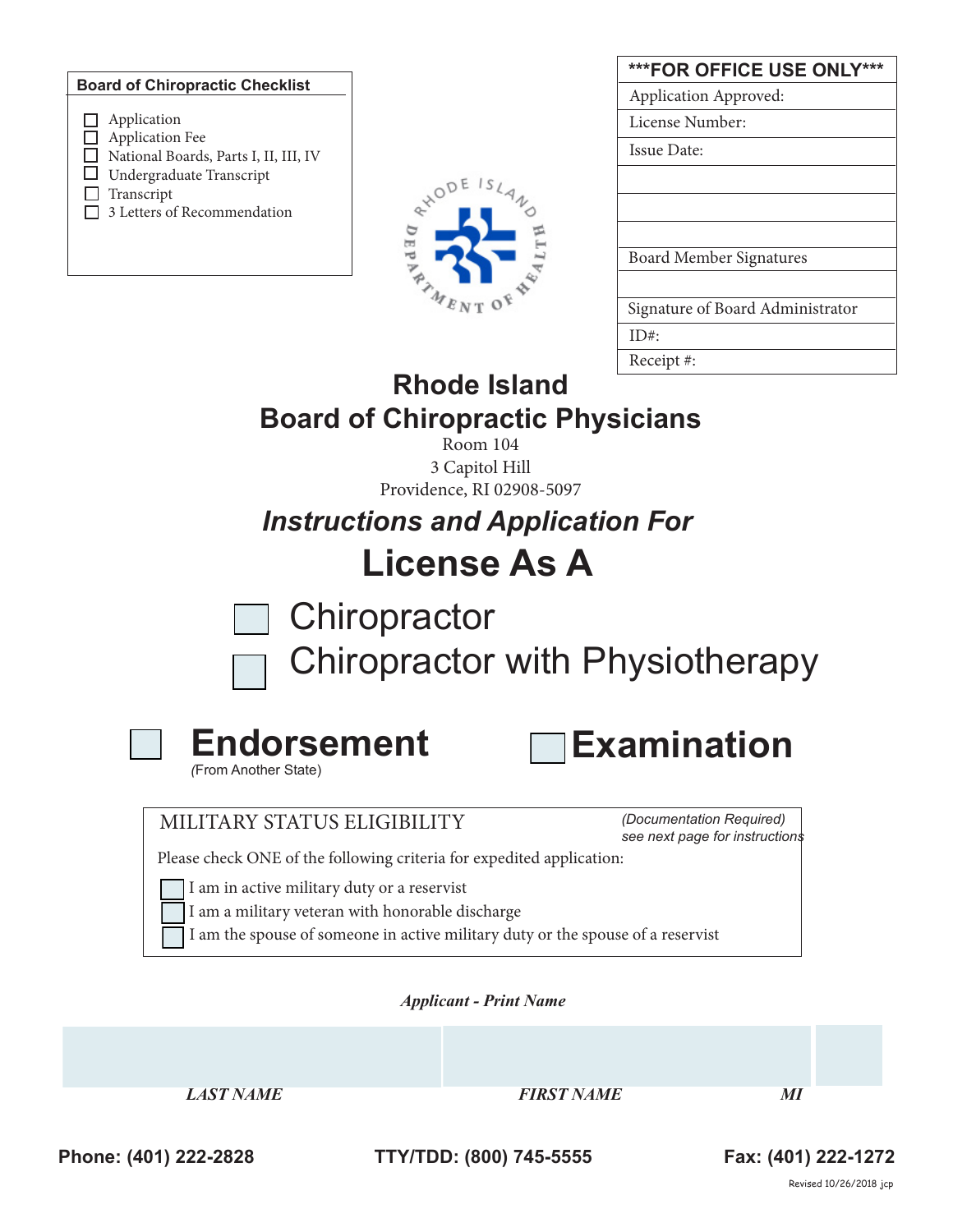**Board of Chiropractic Checklist**

- ☐ Application
- ☐ Application Fee
- ☐ National Boards, Parts I, II, III, IV
- ☐ Undergraduate Transcript
- ☐ Transcript
- ☐ 3 Letters of Recommendation

| ***FOR OFFICE USE ONLY*** |
|---|
| Application Approved: |
| License Number: |
| Issue Date: |
| |
| |
| |
| Board Member Signatures |
| |
| Signature of Board Administrator |
| ID#: |
| Receipt #: |

# Rhode Island
# Board of Chiropractic Physicians

Room 104
3 Capitol Hill
Providence, RI 02908-5097

## *Instructions and Application For*

# License As A

☐ Chiropractor

☐ Chiropractor with Physiotherapy

☐ **Endorsement** *(From Another State)*

☐ **Examination**

MILITARY STATUS ELIGIBILITY *(Documentation Required) see next page for instructions*

Please check ONE of the following criteria for expedited application:

- ☐ I am in active military duty or a reservist
- ☐ I am a military veteran with honorable discharge
- ☐ I am the spouse of someone in active military duty or the spouse of a reservist

***Applicant - Print Name***

| | | |
|---|---|---|
| | | |
| ***LAST NAME*** | ***FIRST NAME*** | ***MI*** |

**Phone: (401) 222-2828** **TTY/TDD: (800) 745-5555** **Fax: (401) 222-1272**

Revised 10/26/2018 jcp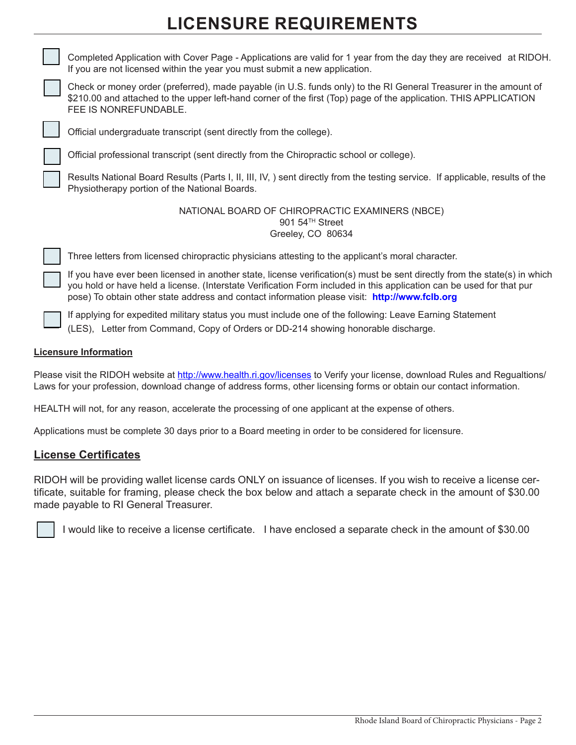# LICENSURE REQUIREMENTS

- [ ] Completed Application with Cover Page - Applications are valid for 1 year from the day they are received at RIDOH. If you are not licensed within the year you must submit a new application.
- [ ] Check or money order (preferred), made payable (in U.S. funds only) to the RI General Treasurer in the amount of $210.00 and attached to the upper left-hand corner of the first (Top) page of the application. THIS APPLICATION FEE IS NONREFUNDABLE.
- [ ] Official undergraduate transcript (sent directly from the college).
- [ ] Official professional transcript (sent directly from the Chiropractic school or college).
- [ ] Results National Board Results (Parts I, II, III, IV, ) sent directly from the testing service. If applicable, results of the Physiotherapy portion of the National Boards.

NATIONAL BOARD OF CHIROPRACTIC EXAMINERS (NBCE)
901 54TH Street
Greeley, CO 80634

- [ ] Three letters from licensed chiropractic physicians attesting to the applicant's moral character.
- [ ] If you have ever been licensed in another state, license verification(s) must be sent directly from the state(s) in which you hold or have held a license. (Interstate Verification Form included in this application can be used for that purpose) To obtain other state address and contact information please visit: **http://www.fclb.org**
- [ ] If applying for expedited military status you must include one of the following: Leave Earning Statement (LES), Letter from Command, Copy of Orders or DD-214 showing honorable discharge.

**Licensure Information**

Please visit the RIDOH website at http://www.health.ri.gov/licenses to Verify your license, download Rules and Regualtions/ Laws for your profession, download change of address forms, other licensing forms or obtain our contact information.

HEALTH will not, for any reason, accelerate the processing of one applicant at the expense of others.

Applications must be complete 30 days prior to a Board meeting in order to be considered for licensure.

## License Certificates

RIDOH will be providing wallet license cards ONLY on issuance of licenses. If you wish to receive a license certificate, suitable for framing, please check the box below and attach a separate check in the amount of $30.00 made payable to RI General Treasurer.

- [ ] I would like to receive a license certificate. I have enclosed a separate check in the amount of $30.00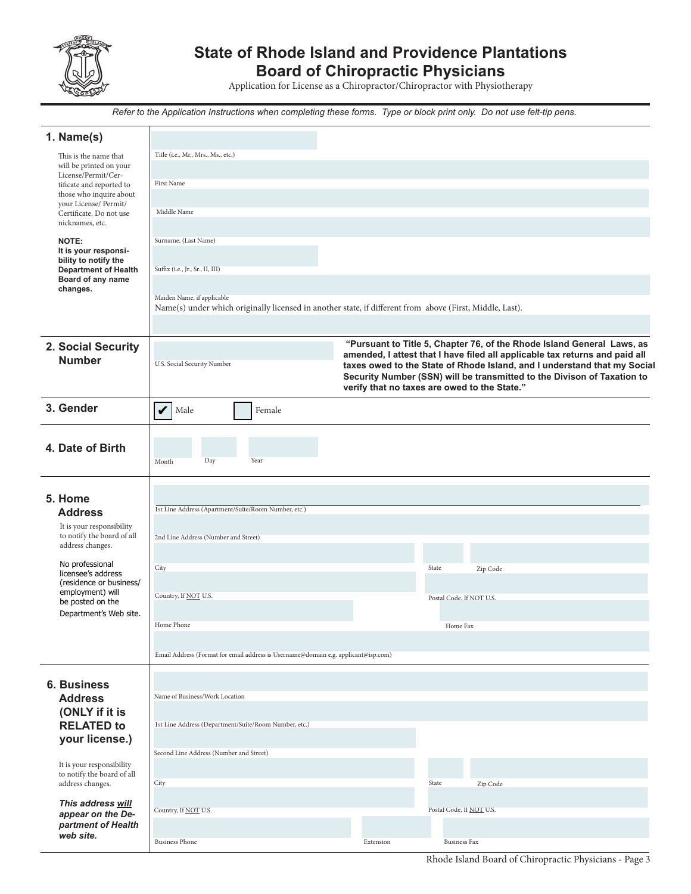# State of Rhode Island and Providence Plantations
# Board of Chiropractic Physicians

Application for License as a Chiropractor/Chiropractor with Physiotherapy

*Refer to the Application Instructions when completing these forms. Type or block print only. Do not use felt-tip pens.*

## 1. Name(s)

This is the name that will be printed on your License/Permit/Certificate and reported to those who inquire about your License/ Permit/ Certificate. Do not use nicknames, etc.

**NOTE: It is your responsibility to notify the Department of Health Board of any name changes.**

Title (i.e., Mr., Mrs., Ms., etc.)

First Name

Middle Name

Surname, (Last Name)

Suffix (i.e., Jr., Sr., II, III)

Maiden Name, if applicable

Name(s) under which originally licensed in another state, if different from above (First, Middle, Last).

## 2. Social Security Number

U.S. Social Security Number

**"Pursuant to Title 5, Chapter 76, of the Rhode Island General Laws, as amended, I attest that I have filed all applicable tax returns and paid all taxes owed to the State of Rhode Island, and I understand that my Social Security Number (SSN) will be transmitted to the Divison of Taxation to verify that no taxes are owed to the State."**

## 3. Gender

☑ Male ☐ Female

## 4. Date of Birth

Month Day Year

## 5. Home Address

It is your responsibility to notify the board of all address changes.

No professional licensee's address (residence or business/ employment) will be posted on the Department's Web site.

1st Line Address (Apartment/Suite/Room Number, etc.)

2nd Line Address (Number and Street)

City State Zip Code

Country, If NOT U.S. Postal Code, If NOT U.S.

Home Phone Home Fax

Email Address (Format for email address is Username@domain e.g. applicant@isp.com)

## 6. Business Address (ONLY if it is RELATED to your license.)

It is your responsibility to notify the board of all address changes.

***This address will appear on the Department of Health web site.***

Name of Business/Work Location

1st Line Address (Department/Suite/Room Number, etc.)

Second Line Address (Number and Street)

City State Zip Code

Country, If NOT U.S. Postal Code, If NOT U.S.

Business Phone Extension Business Fax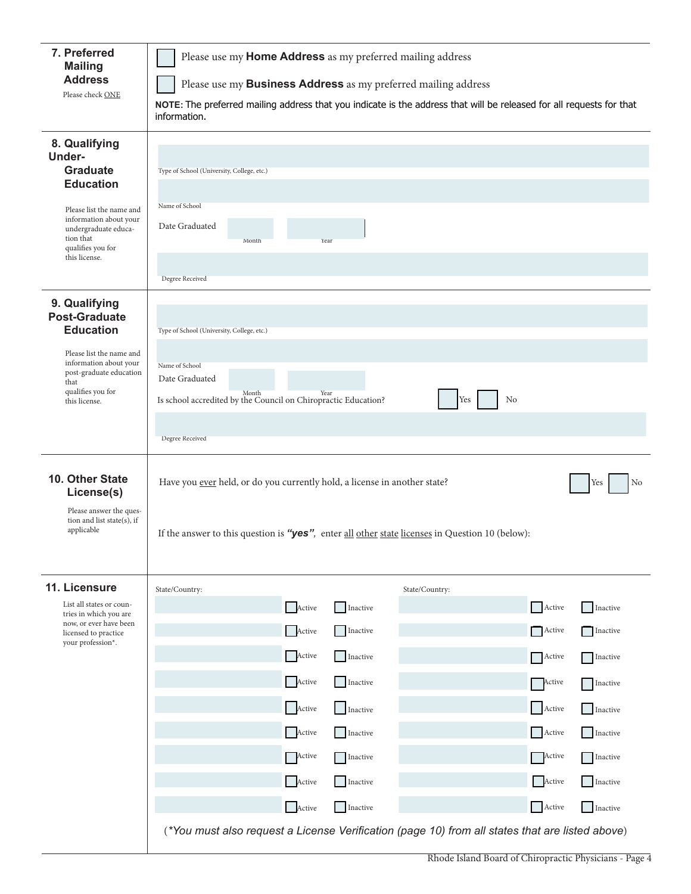## 7. Preferred Mailing Address

Please check ONE

☐ Please use my **Home Address** as my preferred mailing address

☐ Please use my **Business Address** as my preferred mailing address

**NOTE:** The preferred mailing address that you indicate is the address that will be released for all requests for that information.

## 8. Qualifying Under-Graduate Education

Please list the name and information about your undergraduate education that qualifies you for this license.

Type of School (University, College, etc.)

Name of School

Date Graduated ______ Month ______ Year

Degree Received

## 9. Qualifying Post-Graduate Education

Please list the name and information about your post-graduate education that qualifies you for this license.

Type of School (University, College, etc.)

Name of School

Date Graduated ______ Month ______ Year

Is school accredited by the Council on Chiropractic Education? ☐ Yes ☐ No

Degree Received

## 10. Other State License(s)

Please answer the question and list state(s), if applicable

Have you ever held, or do you currently hold, a license in another state? ☐ Yes ☐ No

If the answer to this question is ***"yes"***, enter all other state licenses in Question 10 (below):

## 11. Licensure

List all states or countries in which you are now, or ever have been licensed to practice your profession*.

| State/Country: | | | State/Country: | | |
|---|---|---|---|---|---|
| | ☐ Active | ☐ Inactive | | ☐ Active | ☐ Inactive |
| | ☐ Active | ☐ Inactive | | ☐ Active | ☐ Inactive |
| | ☐ Active | ☐ Inactive | | ☐ Active | ☐ Inactive |
| | ☐ Active | ☐ Inactive | | ☐ Active | ☐ Inactive |
| | ☐ Active | ☐ Inactive | | ☐ Active | ☐ Inactive |
| | ☐ Active | ☐ Inactive | | ☐ Active | ☐ Inactive |
| | ☐ Active | ☐ Inactive | | ☐ Active | ☐ Inactive |
| | ☐ Active | ☐ Inactive | | ☐ Active | ☐ Inactive |
| | ☐ Active | ☐ Inactive | | ☐ Active | ☐ Inactive |

(**You must also request a License Verification (page 10) from all states that are listed above*)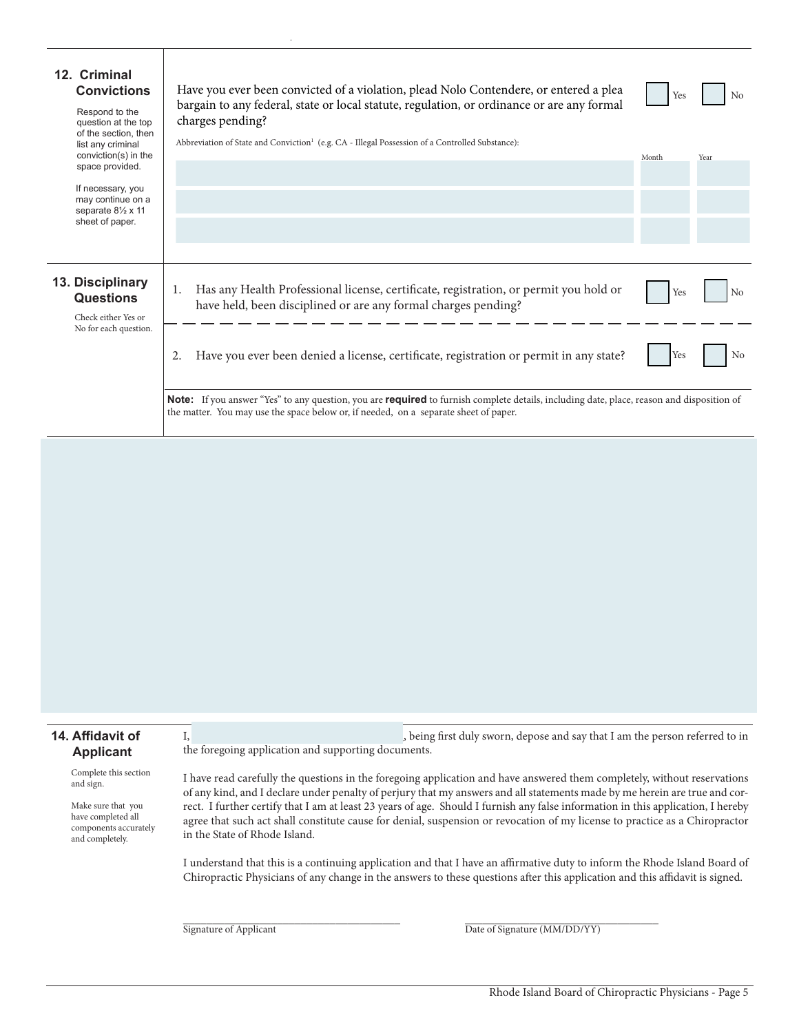## 12. Criminal Convictions

Respond to the question at the top of the section, then list any criminal conviction(s) in the space provided.

If necessary, you may continue on a separate 8½ x 11 sheet of paper.

Have you ever been convicted of a violation, plead Nolo Contendere, or entered a plea bargain to any federal, state or local statute, regulation, or ordinance or are any formal charges pending? ☐ Yes ☐ No

Abbreviation of State and Conviction[1] (e.g. CA - Illegal Possession of a Controlled Substance):

| | Month | Year |
|---|---|---|
| | | |
| | | |
| | | |

## 13. Disciplinary Questions

Check either Yes or No for each question.

1. Has any Health Professional license, certificate, registration, or permit you hold or have held, been disciplined or are any formal charges pending? ☐ Yes ☐ No

2. Have you ever been denied a license, certificate, registration or permit in any state? ☐ Yes ☐ No

**Note:** If you answer "Yes" to any question, you are **required** to furnish complete details, including date, place, reason and disposition of the matter. You may use the space below or, if needed, on a separate sheet of paper.

## 14. Affidavit of Applicant

Complete this section and sign.

Make sure that you have completed all components accurately and completely.

I, \_\_\_\_\_\_\_\_\_\_\_\_\_\_\_\_\_\_\_\_, being first duly sworn, depose and say that I am the person referred to in the foregoing application and supporting documents.

I have read carefully the questions in the foregoing application and have answered them completely, without reservations of any kind, and I declare under penalty of perjury that my answers and all statements made by me herein are true and correct. I further certify that I am at least 23 years of age. Should I furnish any false information in this application, I hereby agree that such act shall constitute cause for denial, suspension or revocation of my license to practice as a Chiropractor in the State of Rhode Island.

I understand that this is a continuing application and that I have an affirmative duty to inform the Rhode Island Board of Chiropractic Physicians of any change in the answers to these questions after this application and this affidavit is signed.

\_\_\_\_\_\_\_\_\_\_\_\_\_\_\_\_\_\_\_\_
Signature of Applicant

\_\_\_\_\_\_\_\_\_\_\_\_\_\_\_\_\_\_\_\_
Date of Signature (MM/DD/YY)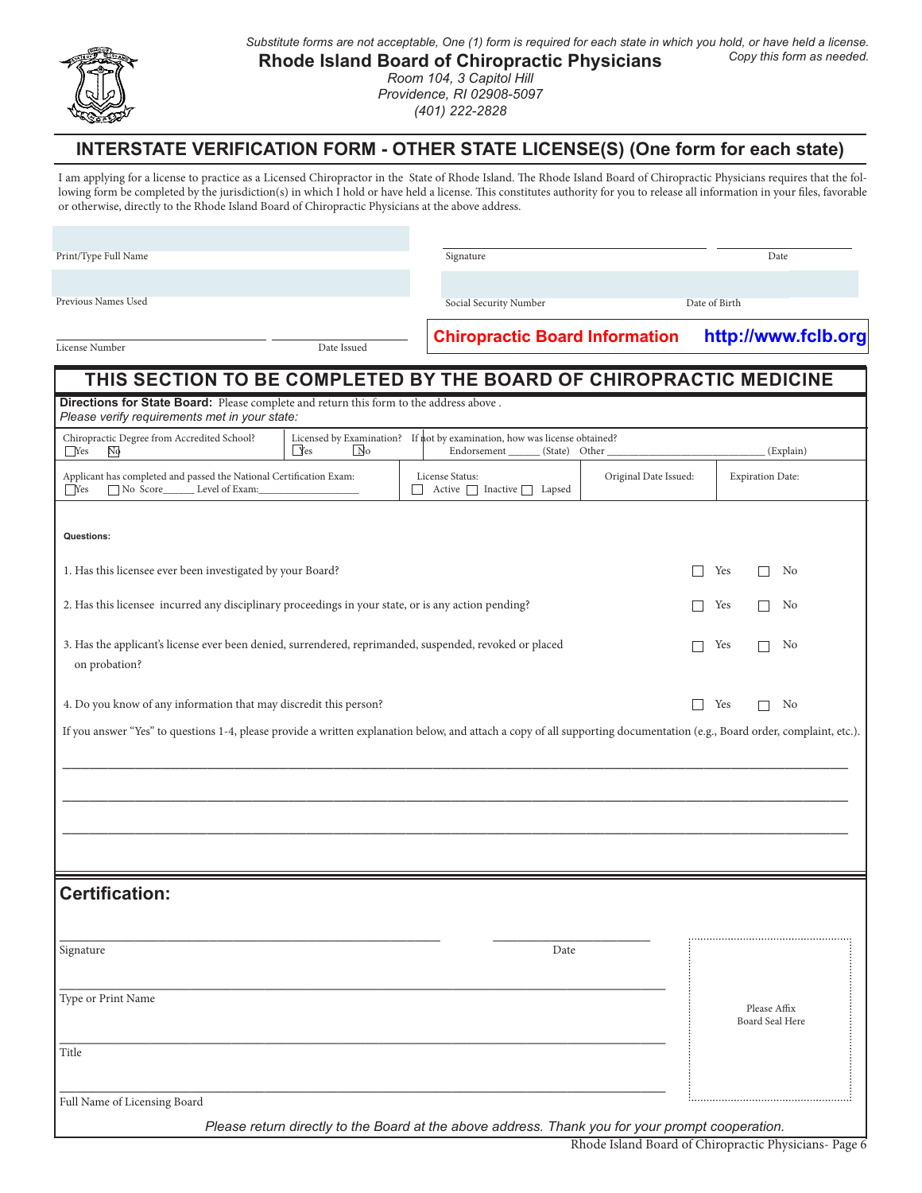*Substitute forms are not acceptable, One (1) form is required for each state in which you hold, or have held a license. Copy this form as needed.*

**Rhode Island Board of Chiropractic Physicians**

*Room 104, 3 Capitol Hill*
*Providence, RI 02908-5097*
*(401) 222-2828*

## INTERSTATE VERIFICATION FORM - OTHER STATE LICENSE(S) (One form for each state)

I am applying for a license to practice as a Licensed Chiropractor in the State of Rhode Island. The Rhode Island Board of Chiropractic Physicians requires that the following form be completed by the jurisdiction(s) in which I hold or have held a license. This constitutes authority for you to release all information in your files, favorable or otherwise, directly to the Rhode Island Board of Chiropractic Physicians at the above address.

Print/Type Full Name ______________________

Signature ______________________ Date ____________

Previous Names Used ______________________

Social Security Number ______________________ Date of Birth ____________

License Number ______________________ Date Issued ____________

**Chiropractic Board Information http://www.fclb.org**

## THIS SECTION TO BE COMPLETED BY THE BOARD OF CHIROPRACTIC MEDICINE

**Directions for State Board:** Please complete and return this form to the address above .
*Please verify requirements met in your state:*

Chiropractic Degree from Accredited School? ☐ Yes ☐ No

Licensed by Examination? ☐ Yes ☐ No — If not by examination, how was license obtained? Endorsement ______ (State) Other ______________________ (Explain)

Applicant has completed and passed the National Certification Exam: ☐ Yes ☐ No Score______ Level of Exam:__________________

License Status: ☐ Active ☐ Inactive ☐ Lapsed

Original Date Issued:

Expiration Date:

**Questions:**

1. Has this licensee ever been investigated by your Board? ☐ Yes ☐ No
2. Has this licensee incurred any disciplinary proceedings in your state, or is any action pending? ☐ Yes ☐ No
3. Has the applicant's license ever been denied, surrendered, reprimanded, suspended, revoked or placed on probation? ☐ Yes ☐ No
4. Do you know of any information that may discredit this person? ☐ Yes ☐ No

If you answer "Yes" to questions 1-4, please provide a written explanation below, and attach a copy of all supporting documentation (e.g., Board order, complaint, etc.).

________________________________________________________________________

________________________________________________________________________

________________________________________________________________________

## Certification:

Signature ______________________ Date ____________

Type or Print Name ______________________

Title ______________________

Full Name of Licensing Board ______________________

Please Affix Board Seal Here

*Please return directly to the Board at the above address. Thank you for your prompt cooperation.*